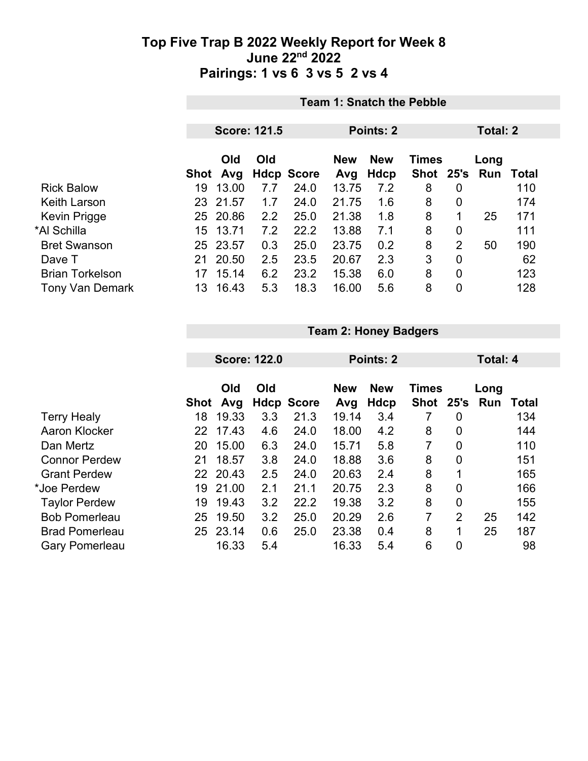# Top Five Trap B 2022 Weekly Report for Week 8

## June 22nd 2022

## Pairings: 1 vs 6 3 vs 5 2 vs 4

### Team 1: Snatch the Pebble

**Score: 121.5** **Points: 2** **Total: 2**

| | Shot | Old Avg | Old Hdcp | Score | New Avg | New Hdcp | Times Shot | 25's | Long Run | Total |
|---|---|---|---|---|---|---|---|---|---|---|
| Rick Balow | 19 | 13.00 | 7.7 | 24.0 | 13.75 | 7.2 | 8 | 0 | | 110 |
| Keith Larson | 23 | 21.57 | 1.7 | 24.0 | 21.75 | 1.6 | 8 | 0 | | 174 |
| Kevin Prigge | 25 | 20.86 | 2.2 | 25.0 | 21.38 | 1.8 | 8 | 1 | 25 | 171 |
| *Al Schilla | 15 | 13.71 | 7.2 | 22.2 | 13.88 | 7.1 | 8 | 0 | | 111 |
| Bret Swanson | 25 | 23.57 | 0.3 | 25.0 | 23.75 | 0.2 | 8 | 2 | 50 | 190 |
| Dave T | 21 | 20.50 | 2.5 | 23.5 | 20.67 | 2.3 | 3 | 0 | | 62 |
| Brian Torkelson | 17 | 15.14 | 6.2 | 23.2 | 15.38 | 6.0 | 8 | 0 | | 123 |
| Tony Van Demark | 13 | 16.43 | 5.3 | 18.3 | 16.00 | 5.6 | 8 | 0 | | 128 |

### Team 2: Honey Badgers

**Score: 122.0** **Points: 2** **Total: 4**

| | Shot | Old Avg | Old Hdcp | Score | New Avg | New Hdcp | Times Shot | 25's | Long Run | Total |
|---|---|---|---|---|---|---|---|---|---|---|
| Terry Healy | 18 | 19.33 | 3.3 | 21.3 | 19.14 | 3.4 | 7 | 0 | | 134 |
| Aaron Klocker | 22 | 17.43 | 4.6 | 24.0 | 18.00 | 4.2 | 8 | 0 | | 144 |
| Dan Mertz | 20 | 15.00 | 6.3 | 24.0 | 15.71 | 5.8 | 7 | 0 | | 110 |
| Connor Perdew | 21 | 18.57 | 3.8 | 24.0 | 18.88 | 3.6 | 8 | 0 | | 151 |
| Grant Perdew | 22 | 20.43 | 2.5 | 24.0 | 20.63 | 2.4 | 8 | 1 | | 165 |
| *Joe Perdew | 19 | 21.00 | 2.1 | 21.1 | 20.75 | 2.3 | 8 | 0 | | 166 |
| Taylor Perdew | 19 | 19.43 | 3.2 | 22.2 | 19.38 | 3.2 | 8 | 0 | | 155 |
| Bob Pomerleau | 25 | 19.50 | 3.2 | 25.0 | 20.29 | 2.6 | 7 | 2 | 25 | 142 |
| Brad Pomerleau | 25 | 23.14 | 0.6 | 25.0 | 23.38 | 0.4 | 8 | 1 | 25 | 187 |
| Gary Pomerleau | | 16.33 | 5.4 | | 16.33 | 5.4 | 6 | 0 | | 98 |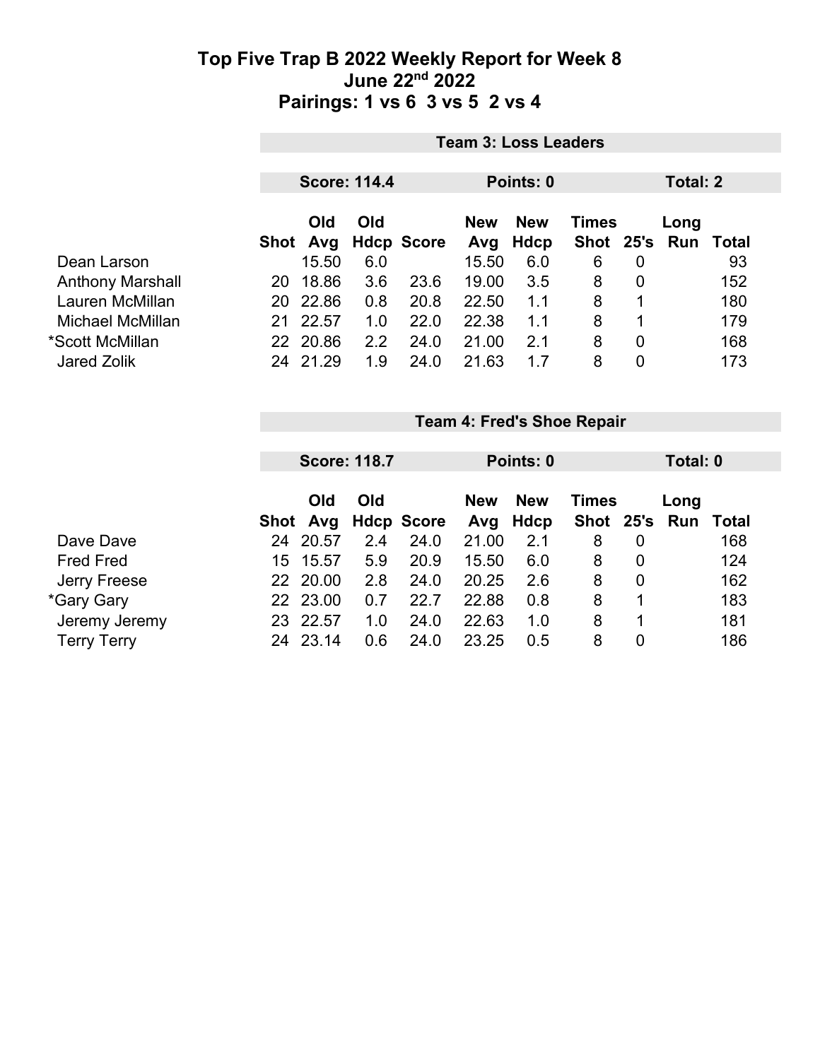# Top Five Trap B 2022 Weekly Report for Week 8

## June 22nd 2022

## Pairings: 1 vs 6 3 vs 5 2 vs 4

### Team 3: Loss Leaders

**Score: 114.4** | **Points: 0** | **Total: 2**

| | Shot | Old Avg | Old Hdcp | Score | New Avg | New Hdcp | Times Shot | 25's | Long Run | Total |
|---|---|---|---|---|---|---|---|---|---|---|
| Dean Larson | | 15.50 | 6.0 | | 15.50 | 6.0 | 6 | 0 | | 93 |
| Anthony Marshall | 20 | 18.86 | 3.6 | 23.6 | 19.00 | 3.5 | 8 | 0 | | 152 |
| Lauren McMillan | 20 | 22.86 | 0.8 | 20.8 | 22.50 | 1.1 | 8 | 1 | | 180 |
| Michael McMillan | 21 | 22.57 | 1.0 | 22.0 | 22.38 | 1.1 | 8 | 1 | | 179 |
| *Scott McMillan | 22 | 20.86 | 2.2 | 24.0 | 21.00 | 2.1 | 8 | 0 | | 168 |
| Jared Zolik | 24 | 21.29 | 1.9 | 24.0 | 21.63 | 1.7 | 8 | 0 | | 173 |

### Team 4: Fred's Shoe Repair

**Score: 118.7** | **Points: 0** | **Total: 0**

| | Shot | Old Avg | Old Hdcp | Score | New Avg | New Hdcp | Times Shot | 25's | Long Run | Total |
|---|---|---|---|---|---|---|---|---|---|---|
| Dave Dave | 24 | 20.57 | 2.4 | 24.0 | 21.00 | 2.1 | 8 | 0 | | 168 |
| Fred Fred | 15 | 15.57 | 5.9 | 20.9 | 15.50 | 6.0 | 8 | 0 | | 124 |
| Jerry Freese | 22 | 20.00 | 2.8 | 24.0 | 20.25 | 2.6 | 8 | 0 | | 162 |
| *Gary Gary | 22 | 23.00 | 0.7 | 22.7 | 22.88 | 0.8 | 8 | 1 | | 183 |
| Jeremy Jeremy | 23 | 22.57 | 1.0 | 24.0 | 22.63 | 1.0 | 8 | 1 | | 181 |
| Terry Terry | 24 | 23.14 | 0.6 | 24.0 | 23.25 | 0.5 | 8 | 0 | | 186 |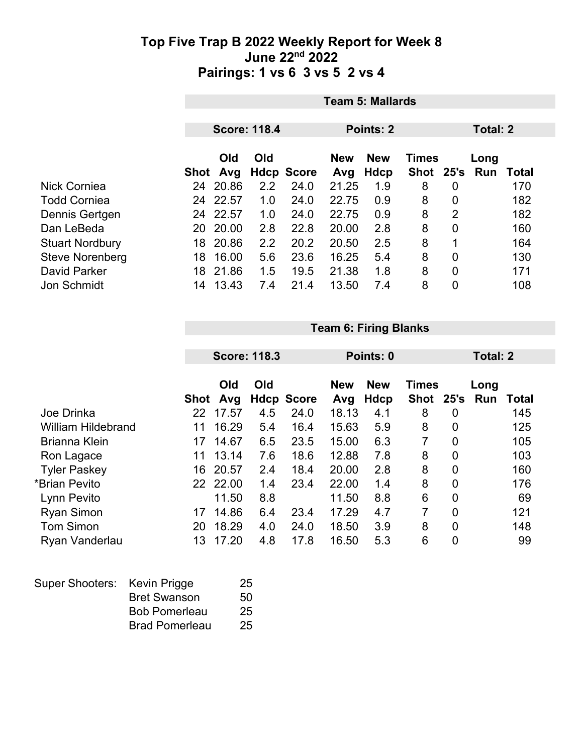# Top Five Trap B 2022 Weekly Report for Week 8

## June 22nd 2022

## Pairings: 1 vs 6 3 vs 5 2 vs 4

| Team 5: Mallards | | | | | | | | | | | |
|---|---|---|---|---|---|---|---|---|---|---|---|
| | Score: 118.4 | | | | Points: 2 | | | | Total: 2 | | |
| | Shot | Old Avg | Old Hdcp | Score | New Avg | New Hdcp | Times Shot | 25's | Long Run | Total |
| Nick Corniea | 24 | 20.86 | 2.2 | 24.0 | 21.25 | 1.9 | 8 | 0 | | 170 |
| Todd Corniea | 24 | 22.57 | 1.0 | 24.0 | 22.75 | 0.9 | 8 | 0 | | 182 |
| Dennis Gertgen | 24 | 22.57 | 1.0 | 24.0 | 22.75 | 0.9 | 8 | 2 | | 182 |
| Dan LeBeda | 20 | 20.00 | 2.8 | 22.8 | 20.00 | 2.8 | 8 | 0 | | 160 |
| Stuart Nordbury | 18 | 20.86 | 2.2 | 20.2 | 20.50 | 2.5 | 8 | 1 | | 164 |
| Steve Norenberg | 18 | 16.00 | 5.6 | 23.6 | 16.25 | 5.4 | 8 | 0 | | 130 |
| David Parker | 18 | 21.86 | 1.5 | 19.5 | 21.38 | 1.8 | 8 | 0 | | 171 |
| Jon Schmidt | 14 | 13.43 | 7.4 | 21.4 | 13.50 | 7.4 | 8 | 0 | | 108 |

| Team 6: Firing Blanks | | | | | | | | | | |
|---|---|---|---|---|---|---|---|---|---|---|
| | Score: 118.3 | | | | Points: 0 | | | | Total: 2 | |
| | Shot | Old Avg | Old Hdcp | Score | New Avg | New Hdcp | Times Shot | 25's | Long Run | Total |
| Joe Drinka | 22 | 17.57 | 4.5 | 24.0 | 18.13 | 4.1 | 8 | 0 | | 145 |
| William Hildebrand | 11 | 16.29 | 5.4 | 16.4 | 15.63 | 5.9 | 8 | 0 | | 125 |
| Brianna Klein | 17 | 14.67 | 6.5 | 23.5 | 15.00 | 6.3 | 7 | 0 | | 105 |
| Ron Lagace | 11 | 13.14 | 7.6 | 18.6 | 12.88 | 7.8 | 8 | 0 | | 103 |
| Tyler Paskey | 16 | 20.57 | 2.4 | 18.4 | 20.00 | 2.8 | 8 | 0 | | 160 |
| *Brian Pevito | 22 | 22.00 | 1.4 | 23.4 | 22.00 | 1.4 | 8 | 0 | | 176 |
| Lynn Pevito | | 11.50 | 8.8 | | 11.50 | 8.8 | 6 | 0 | | 69 |
| Ryan Simon | 17 | 14.86 | 6.4 | 23.4 | 17.29 | 4.7 | 7 | 0 | | 121 |
| Tom Simon | 20 | 18.29 | 4.0 | 24.0 | 18.50 | 3.9 | 8 | 0 | | 148 |
| Ryan Vanderlau | 13 | 17.20 | 4.8 | 17.8 | 16.50 | 5.3 | 6 | 0 | | 99 |

| Super Shooters: | | |
|---|---|---|
| | Kevin Prigge | 25 |
| | Bret Swanson | 50 |
| | Bob Pomerleau | 25 |
| | Brad Pomerleau | 25 |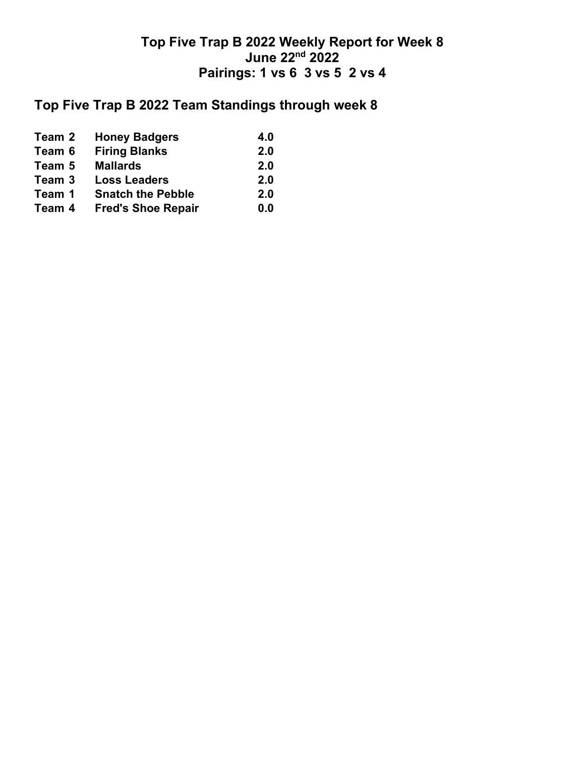# Top Five Trap B 2022 Weekly Report for Week 8
# June 22nd 2022
# Pairings: 1 vs 6 3 vs 5 2 vs 4

## Top Five Trap B 2022 Team Standings through week 8

| | | |
|---|---|---|
| **Team 2** | **Honey Badgers** | **4.0** |
| **Team 6** | **Firing Blanks** | **2.0** |
| **Team 5** | **Mallards** | **2.0** |
| **Team 3** | **Loss Leaders** | **2.0** |
| **Team 1** | **Snatch the Pebble** | **2.0** |
| **Team 4** | **Fred's Shoe Repair** | **0.0** |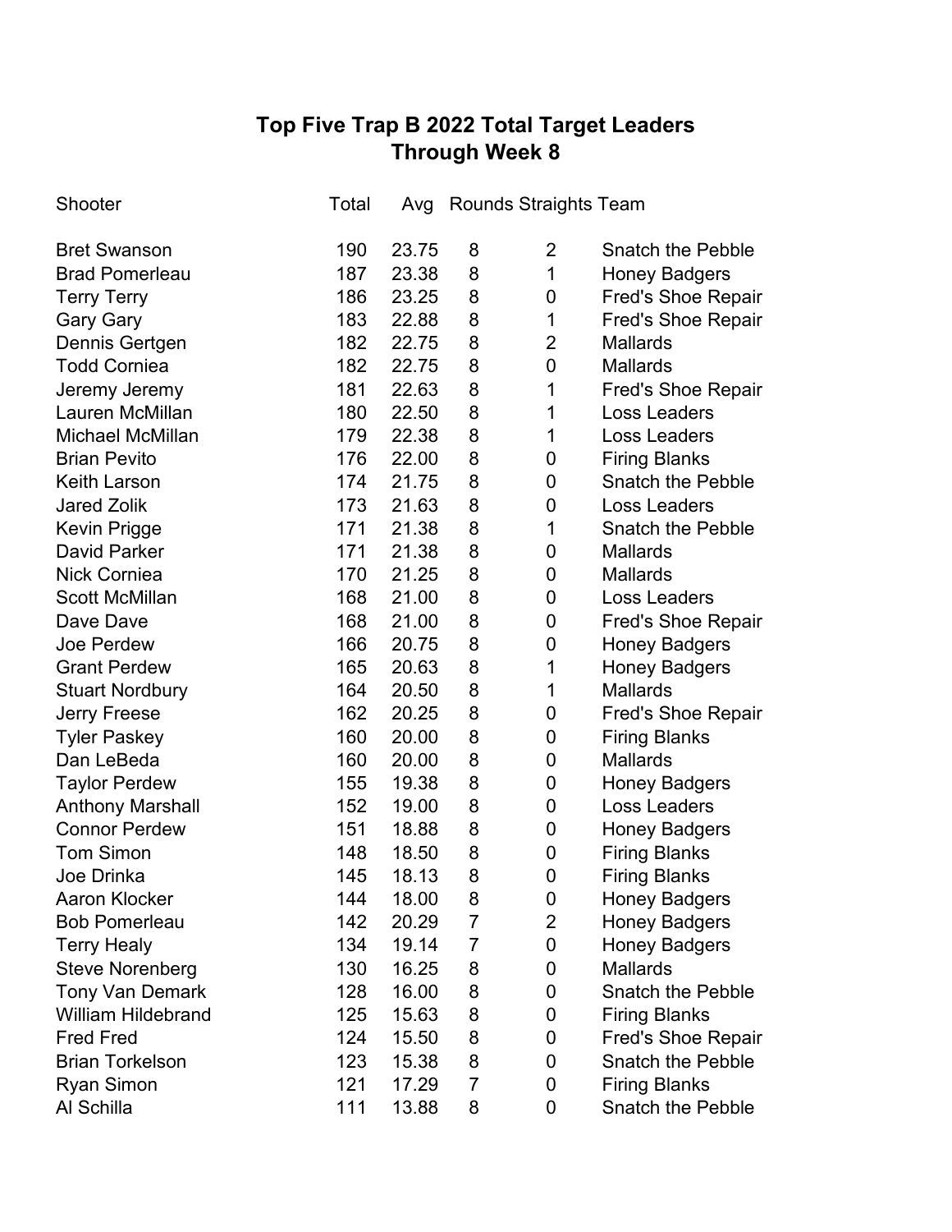## Top Five Trap B 2022 Total Target Leaders
## Through Week 8

| Shooter | Total | Avg | Rounds | Straights | Team |
|---|---|---|---|---|---|
| Bret Swanson | 190 | 23.75 | 8 | 2 | Snatch the Pebble |
| Brad Pomerleau | 187 | 23.38 | 8 | 1 | Honey Badgers |
| Terry Terry | 186 | 23.25 | 8 | 0 | Fred's Shoe Repair |
| Gary Gary | 183 | 22.88 | 8 | 1 | Fred's Shoe Repair |
| Dennis Gertgen | 182 | 22.75 | 8 | 2 | Mallards |
| Todd Corniea | 182 | 22.75 | 8 | 0 | Mallards |
| Jeremy Jeremy | 181 | 22.63 | 8 | 1 | Fred's Shoe Repair |
| Lauren McMillan | 180 | 22.50 | 8 | 1 | Loss Leaders |
| Michael McMillan | 179 | 22.38 | 8 | 1 | Loss Leaders |
| Brian Pevito | 176 | 22.00 | 8 | 0 | Firing Blanks |
| Keith Larson | 174 | 21.75 | 8 | 0 | Snatch the Pebble |
| Jared Zolik | 173 | 21.63 | 8 | 0 | Loss Leaders |
| Kevin Prigge | 171 | 21.38 | 8 | 1 | Snatch the Pebble |
| David Parker | 171 | 21.38 | 8 | 0 | Mallards |
| Nick Corniea | 170 | 21.25 | 8 | 0 | Mallards |
| Scott McMillan | 168 | 21.00 | 8 | 0 | Loss Leaders |
| Dave Dave | 168 | 21.00 | 8 | 0 | Fred's Shoe Repair |
| Joe Perdew | 166 | 20.75 | 8 | 0 | Honey Badgers |
| Grant Perdew | 165 | 20.63 | 8 | 1 | Honey Badgers |
| Stuart Nordbury | 164 | 20.50 | 8 | 1 | Mallards |
| Jerry Freese | 162 | 20.25 | 8 | 0 | Fred's Shoe Repair |
| Tyler Paskey | 160 | 20.00 | 8 | 0 | Firing Blanks |
| Dan LeBeda | 160 | 20.00 | 8 | 0 | Mallards |
| Taylor Perdew | 155 | 19.38 | 8 | 0 | Honey Badgers |
| Anthony Marshall | 152 | 19.00 | 8 | 0 | Loss Leaders |
| Connor Perdew | 151 | 18.88 | 8 | 0 | Honey Badgers |
| Tom Simon | 148 | 18.50 | 8 | 0 | Firing Blanks |
| Joe Drinka | 145 | 18.13 | 8 | 0 | Firing Blanks |
| Aaron Klocker | 144 | 18.00 | 8 | 0 | Honey Badgers |
| Bob Pomerleau | 142 | 20.29 | 7 | 2 | Honey Badgers |
| Terry Healy | 134 | 19.14 | 7 | 0 | Honey Badgers |
| Steve Norenberg | 130 | 16.25 | 8 | 0 | Mallards |
| Tony Van Demark | 128 | 16.00 | 8 | 0 | Snatch the Pebble |
| William Hildebrand | 125 | 15.63 | 8 | 0 | Firing Blanks |
| Fred Fred | 124 | 15.50 | 8 | 0 | Fred's Shoe Repair |
| Brian Torkelson | 123 | 15.38 | 8 | 0 | Snatch the Pebble |
| Ryan Simon | 121 | 17.29 | 7 | 0 | Firing Blanks |
| Al Schilla | 111 | 13.88 | 8 | 0 | Snatch the Pebble |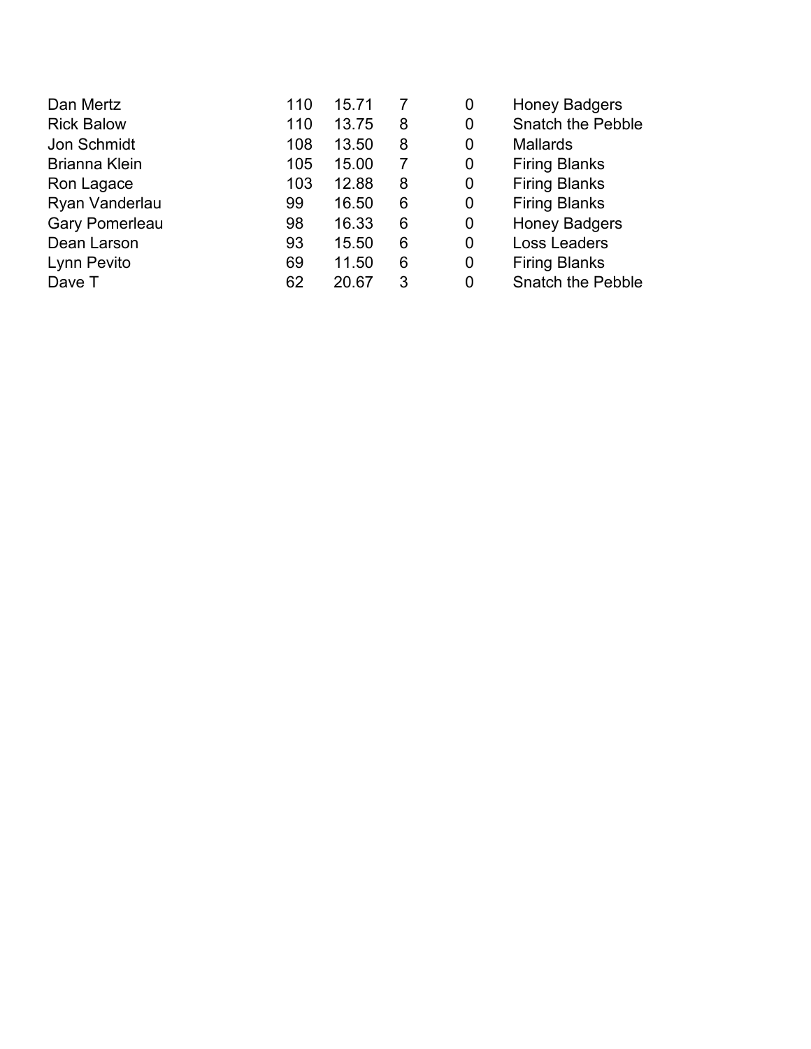| | | | | | |
|---|---|---|---|---|---|
| Dan Mertz | 110 | 15.71 | 7 | 0 | Honey Badgers |
| Rick Balow | 110 | 13.75 | 8 | 0 | Snatch the Pebble |
| Jon Schmidt | 108 | 13.50 | 8 | 0 | Mallards |
| Brianna Klein | 105 | 15.00 | 7 | 0 | Firing Blanks |
| Ron Lagace | 103 | 12.88 | 8 | 0 | Firing Blanks |
| Ryan Vanderlau | 99 | 16.50 | 6 | 0 | Firing Blanks |
| Gary Pomerleau | 98 | 16.33 | 6 | 0 | Honey Badgers |
| Dean Larson | 93 | 15.50 | 6 | 0 | Loss Leaders |
| Lynn Pevito | 69 | 11.50 | 6 | 0 | Firing Blanks |
| Dave T | 62 | 20.67 | 3 | 0 | Snatch the Pebble |